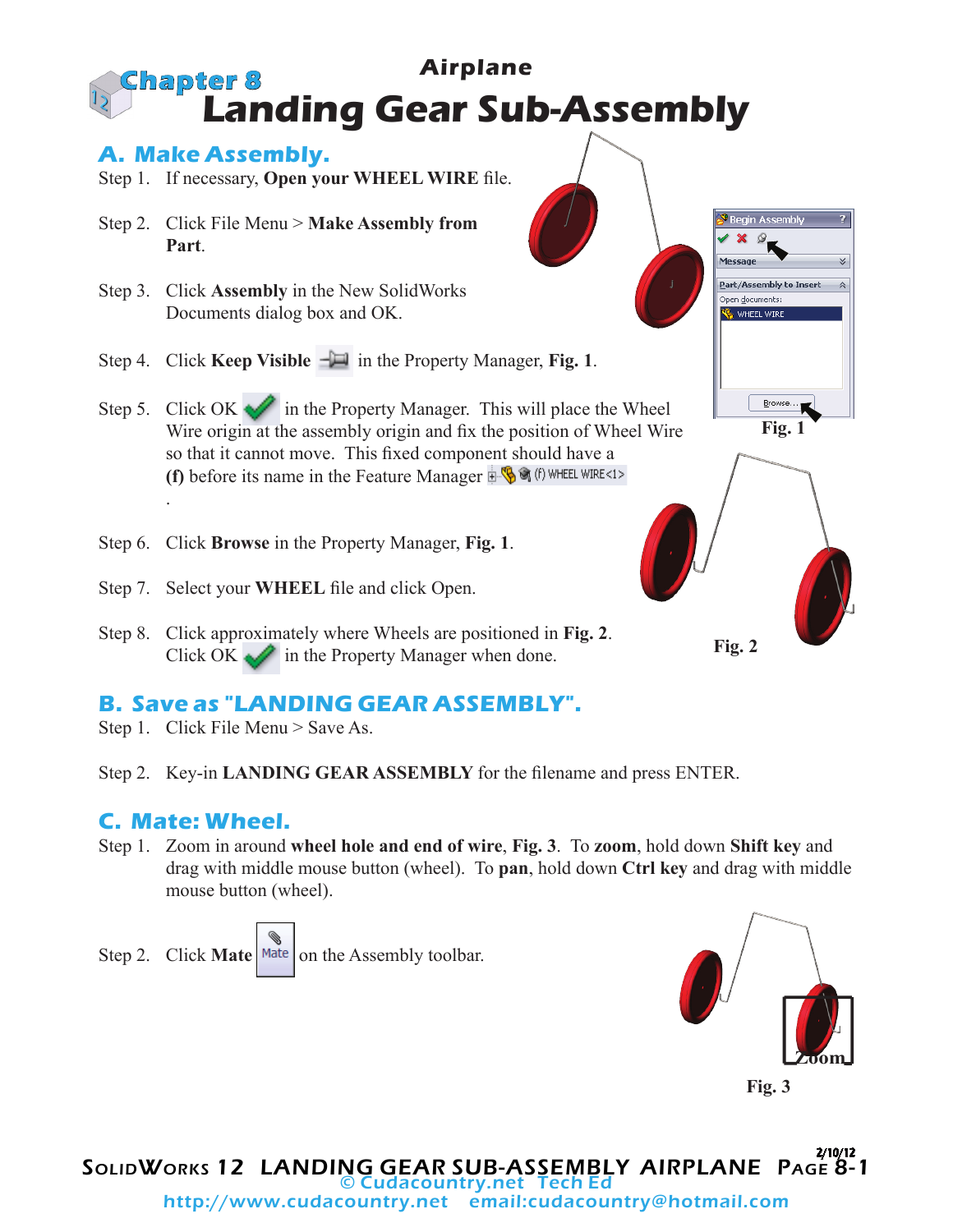# Chapter 8

## Airplane
# Landing Gear Sub-Assembly

## A. Make Assembly.

Step 1. If necessary, **Open your WHEEL WIRE** file.

Step 2. Click File Menu > **Make Assembly from Part**.

Step 3. Click **Assembly** in the New SolidWorks Documents dialog box and OK.

Step 4. Click **Keep Visible** in the Property Manager, **Fig. 1**.

Step 5. Click OK in the Property Manager. This will place the Wheel Wire origin at the assembly origin and fix the position of Wheel Wire so that it cannot move. This fixed component should have a **(f)** before its name in the Feature Manager (f) WHEEL WIRE<1>.

Fig. 1

Step 6. Click **Browse** in the Property Manager, **Fig. 1**.

Step 7. Select your **WHEEL** file and click Open.

Step 8. Click approximately where Wheels are positioned in **Fig. 2**. Click OK in the Property Manager when done.

Fig. 2

## B. Save as "LANDING GEAR ASSEMBLY".

Step 1. Click File Menu > Save As.

Step 2. Key-in **LANDING GEAR ASSEMBLY** for the filename and press ENTER.

## C. Mate: Wheel.

Step 1. Zoom in around **wheel hole and end of wire**, **Fig. 3**. To **zoom**, hold down **Shift key** and drag with middle mouse button (wheel). To **pan**, hold down **Ctrl key** and drag with middle mouse button (wheel).

Step 2. Click **Mate** on the Assembly toolbar.

Fig. 3

© Cudacountry.net Tech Ed
http://www.cudacountry.net email:cudacountry@hotmail.com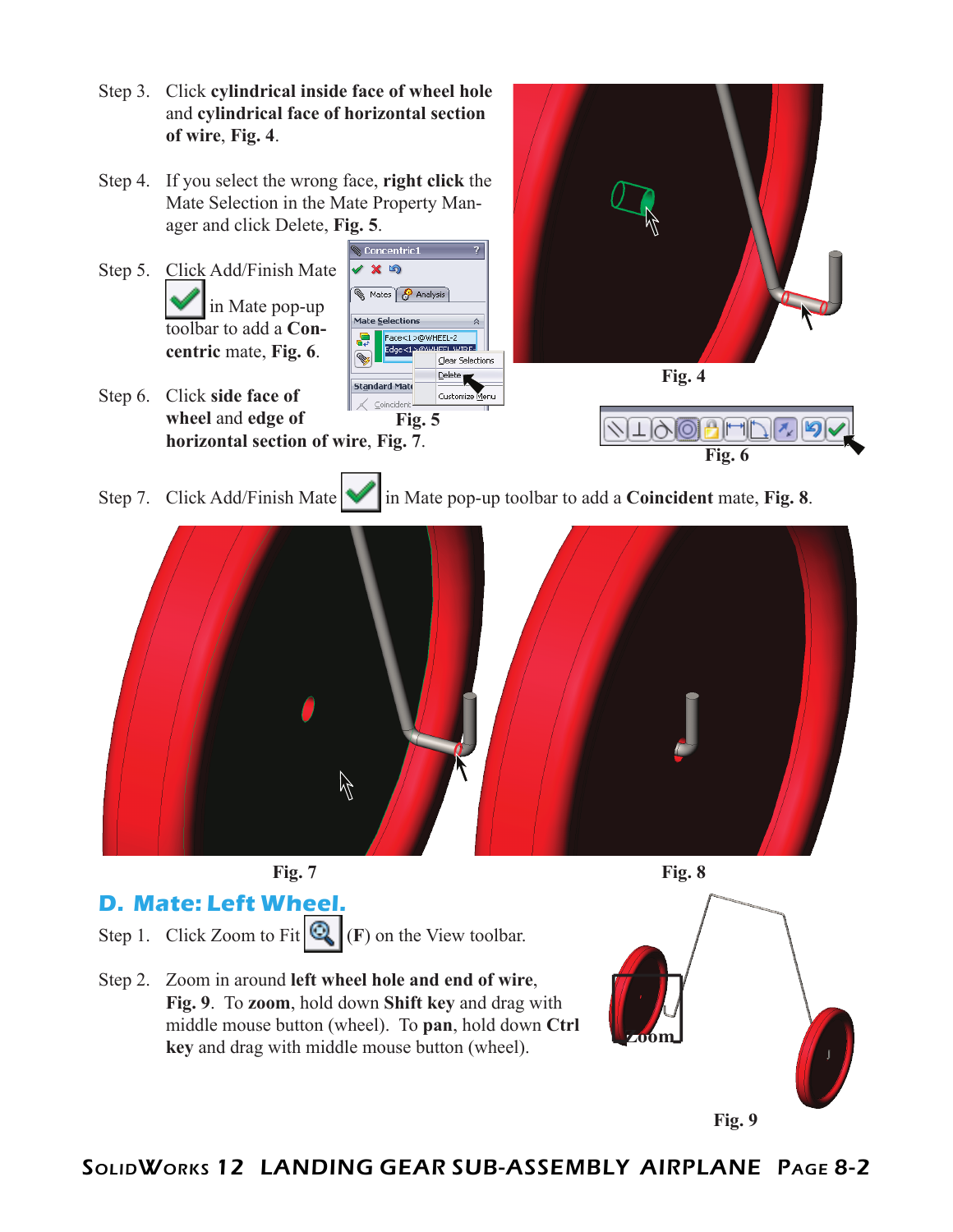Step 3. Click **cylindrical inside face of wheel hole** and **cylindrical face of horizontal section of wire**, **Fig. 4**.

Step 4. If you select the wrong face, **right click** the Mate Selection in the Mate Property Manager and click Delete, **Fig. 5**.

Step 5. Click Add/Finish Mate in Mate pop-up toolbar to add a **Concentric** mate, **Fig. 6**.

Step 6. Click **side face of wheel** and **edge of horizontal section of wire**, **Fig. 7**.

Fig. 4

Fig. 5

Fig. 6

Step 7. Click Add/Finish Mate in Mate pop-up toolbar to add a **Coincident** mate, **Fig. 8**.

Fig. 7

Fig. 8

## D. Mate: Left Wheel.

Step 1. Click Zoom to Fit (**F**) on the View toolbar.

Step 2. Zoom in around **left wheel hole and end of wire**, **Fig. 9**. To **zoom**, hold down **Shift key** and drag with middle mouse button (wheel). To **pan**, hold down **Ctrl key** and drag with middle mouse button (wheel).

Fig. 9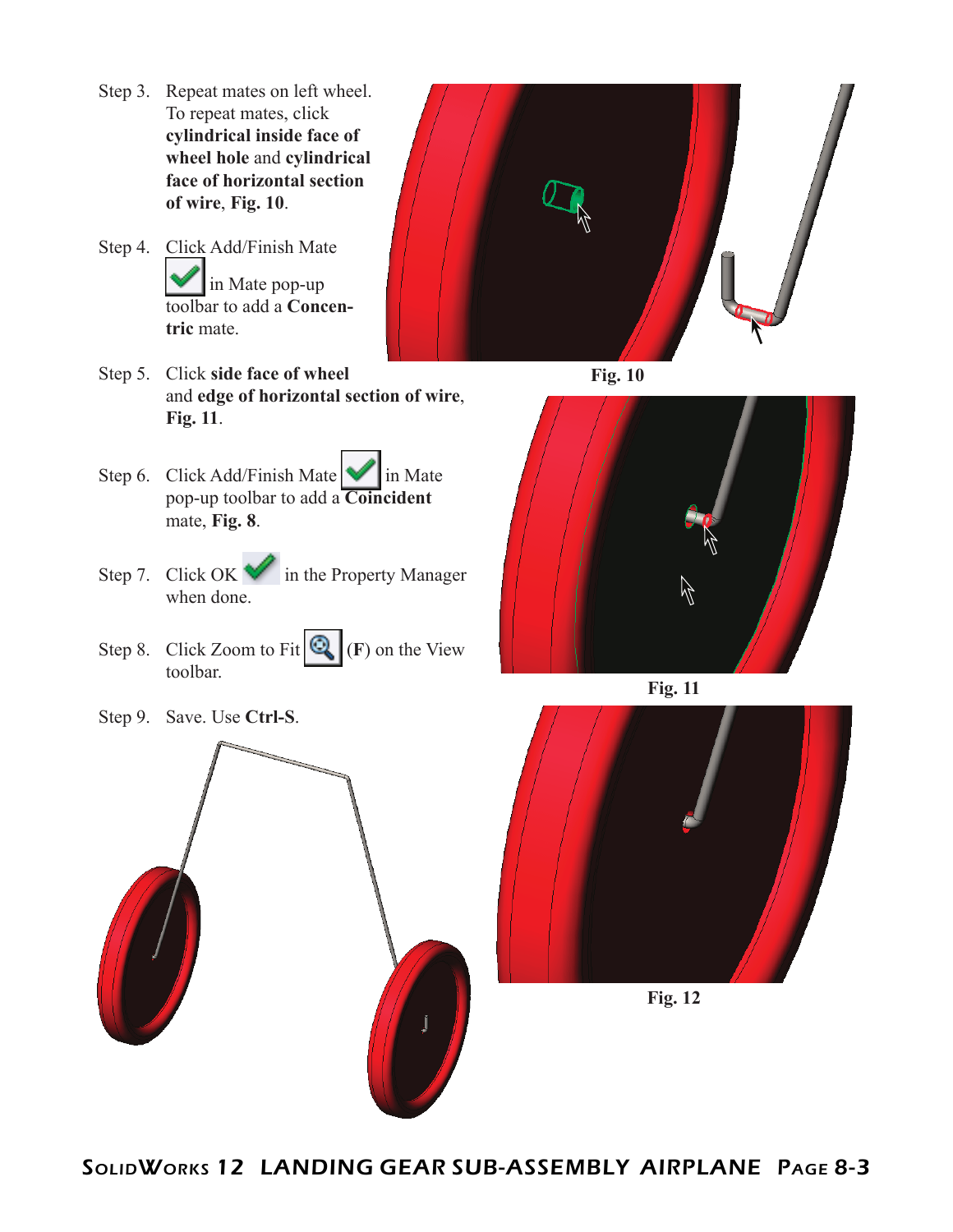Step 3. Repeat mates on left wheel. To repeat mates, click **cylindrical inside face of wheel hole** and **cylindrical face of horizontal section of wire**, **Fig. 10**.

Step 4. Click Add/Finish Mate in Mate pop-up toolbar to add a **Concentric** mate.

Step 5. Click **side face of wheel** and **edge of horizontal section of wire**, **Fig. 11**.

Step 6. Click Add/Finish Mate in Mate pop-up toolbar to add a **Coincident** mate, **Fig. 8**.

Step 7. Click OK in the Property Manager when done.

Step 8. Click Zoom to Fit (**F**) on the View toolbar.

Step 9. Save. Use **Ctrl-S**.

**Fig. 10**

**Fig. 11**

**Fig. 12**